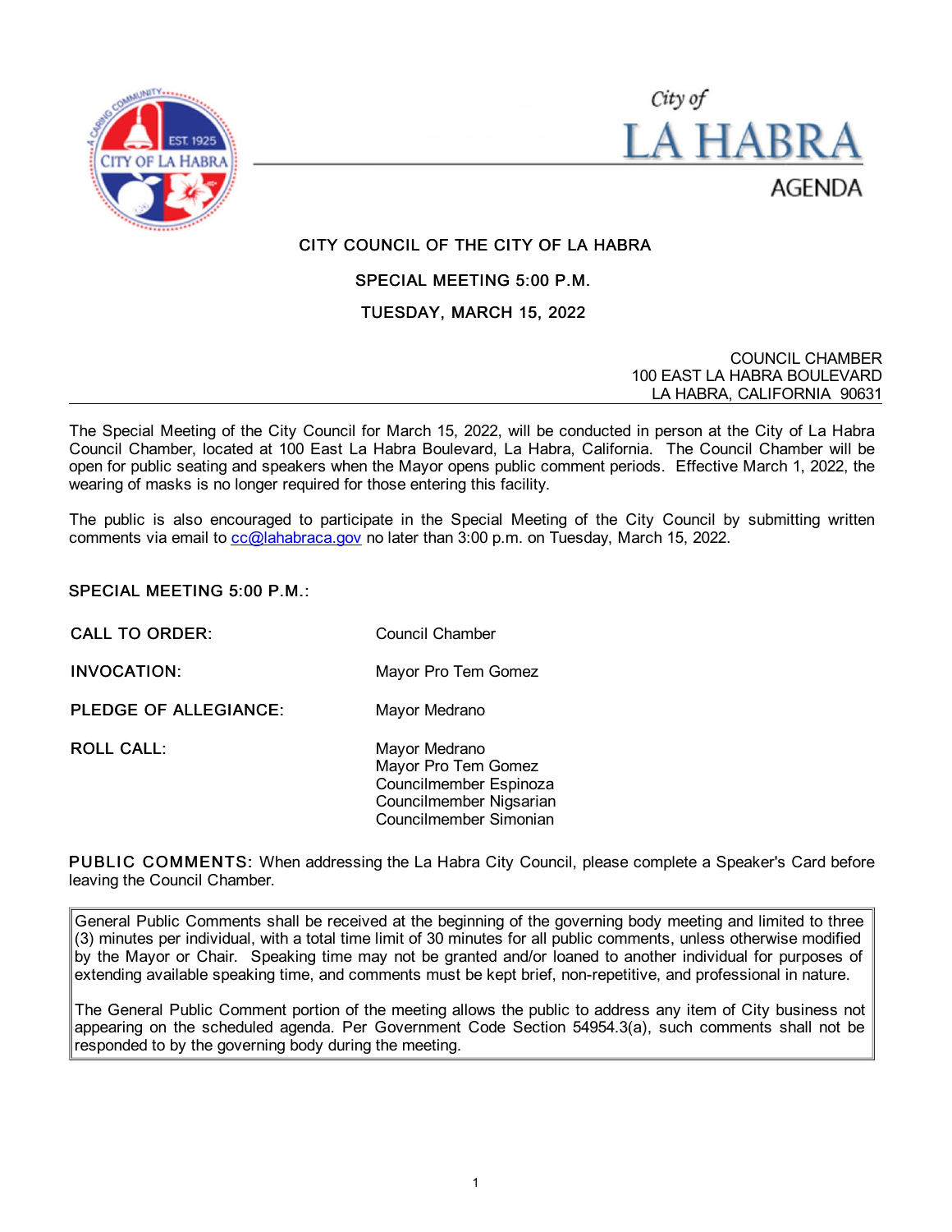City of
# LA HABRA
AGENDA

## CITY COUNCIL OF THE CITY OF LA HABRA

### SPECIAL MEETING 5:00 P.M.

### TUESDAY, MARCH 15, 2022

COUNCIL CHAMBER
100 EAST LA HABRA BOULEVARD
LA HABRA, CALIFORNIA 90631

---

The Special Meeting of the City Council for March 15, 2022, will be conducted in person at the City of La Habra Council Chamber, located at 100 East La Habra Boulevard, La Habra, California. The Council Chamber will be open for public seating and speakers when the Mayor opens public comment periods. Effective March 1, 2022, the wearing of masks is no longer required for those entering this facility.

The public is also encouraged to participate in the Special Meeting of the City Council by submitting written comments via email to cc@lahabraca.gov no later than 3:00 p.m. on Tuesday, March 15, 2022.

**SPECIAL MEETING 5:00 P.M.:**

**CALL TO ORDER:** Council Chamber

**INVOCATION:** Mayor Pro Tem Gomez

**PLEDGE OF ALLEGIANCE:** Mayor Medrano

**ROLL CALL:**
Mayor Medrano
Mayor Pro Tem Gomez
Councilmember Espinoza
Councilmember Nigsarian
Councilmember Simonian

**PUBLIC COMMENTS:** When addressing the La Habra City Council, please complete a Speaker's Card before leaving the Council Chamber.

> General Public Comments shall be received at the beginning of the governing body meeting and limited to three (3) minutes per individual, with a total time limit of 30 minutes for all public comments, unless otherwise modified by the Mayor or Chair. Speaking time may not be granted and/or loaned to another individual for purposes of extending available speaking time, and comments must be kept brief, non-repetitive, and professional in nature.
>
> The General Public Comment portion of the meeting allows the public to address any item of City business not appearing on the scheduled agenda. Per Government Code Section 54954.3(a), such comments shall not be responded to by the governing body during the meeting.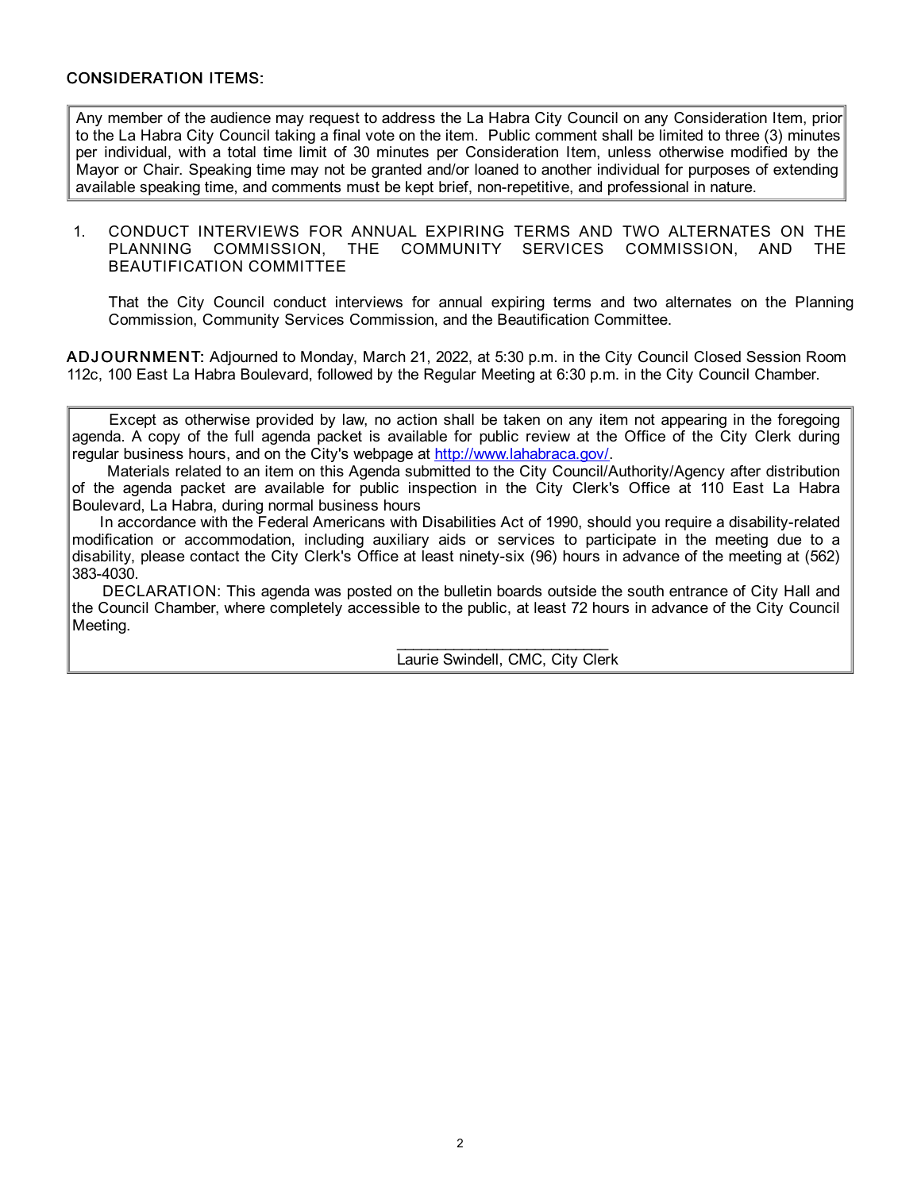## CONSIDERATION ITEMS:

Any member of the audience may request to address the La Habra City Council on any Consideration Item, prior to the La Habra City Council taking a final vote on the item. Public comment shall be limited to three (3) minutes per individual, with a total time limit of 30 minutes per Consideration Item, unless otherwise modified by the Mayor or Chair. Speaking time may not be granted and/or loaned to another individual for purposes of extending available speaking time, and comments must be kept brief, non-repetitive, and professional in nature.

1. CONDUCT INTERVIEWS FOR ANNUAL EXPIRING TERMS AND TWO ALTERNATES ON THE PLANNING COMMISSION, THE COMMUNITY SERVICES COMMISSION, AND THE BEAUTIFICATION COMMITTEE

   That the City Council conduct interviews for annual expiring terms and two alternates on the Planning Commission, Community Services Commission, and the Beautification Committee.

**ADJOURNMENT:** Adjourned to Monday, March 21, 2022, at 5:30 p.m. in the City Council Closed Session Room 112c, 100 East La Habra Boulevard, followed by the Regular Meeting at 6:30 p.m. in the City Council Chamber.

Except as otherwise provided by law, no action shall be taken on any item not appearing in the foregoing agenda. A copy of the full agenda packet is available for public review at the Office of the City Clerk during regular business hours, and on the City's webpage at http://www.lahabraca.gov/.

Materials related to an item on this Agenda submitted to the City Council/Authority/Agency after distribution of the agenda packet are available for public inspection in the City Clerk's Office at 110 East La Habra Boulevard, La Habra, during normal business hours

In accordance with the Federal Americans with Disabilities Act of 1990, should you require a disability-related modification or accommodation, including auxiliary aids or services to participate in the meeting due to a disability, please contact the City Clerk's Office at least ninety-six (96) hours in advance of the meeting at (562) 383-4030.

DECLARATION: This agenda was posted on the bulletin boards outside the south entrance of City Hall and the Council Chamber, where completely accessible to the public, at least 72 hours in advance of the City Council Meeting.

\_\_\_\_\_\_\_\_\_\_\_\_\_\_\_\_\_\_\_\_\_\_\_\_\_\_

Laurie Swindell, CMC, City Clerk